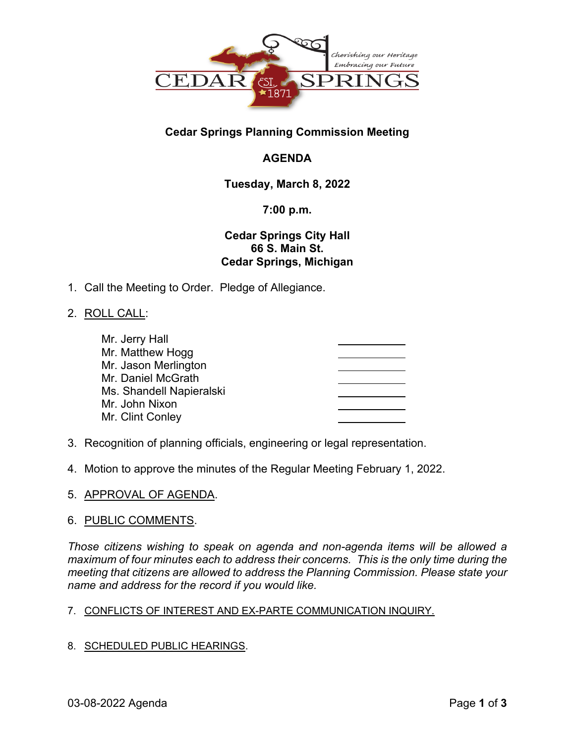CEDAR SPRINGS
EST. 1871
Cherishing our Heritage
Embracing our Future

**Cedar Springs Planning Commission Meeting**

**AGENDA**

**Tuesday, March 8, 2022**

**7:00 p.m.**

**Cedar Springs City Hall**
**66 S. Main St.**
**Cedar Springs, Michigan**

1. Call the Meeting to Order. Pledge of Allegiance.

2. ROLL CALL:

| | |
|---|---|
| Mr. Jerry Hall | ______ |
| Mr. Matthew Hogg | ______ |
| Mr. Jason Merlington | ______ |
| Mr. Daniel McGrath | ______ |
| Ms. Shandell Napieralski | ______ |
| Mr. John Nixon | ______ |
| Mr. Clint Conley | ______ |

3. Recognition of planning officials, engineering or legal representation.

4. Motion to approve the minutes of the Regular Meeting February 1, 2022.

5. APPROVAL OF AGENDA.

6. PUBLIC COMMENTS.

*Those citizens wishing to speak on agenda and non-agenda items will be allowed a maximum of four minutes each to address their concerns. This is the only time during the meeting that citizens are allowed to address the Planning Commission. Please state your name and address for the record if you would like.*

7. CONFLICTS OF INTEREST AND EX-PARTE COMMUNICATION INQUIRY.

8. SCHEDULED PUBLIC HEARINGS.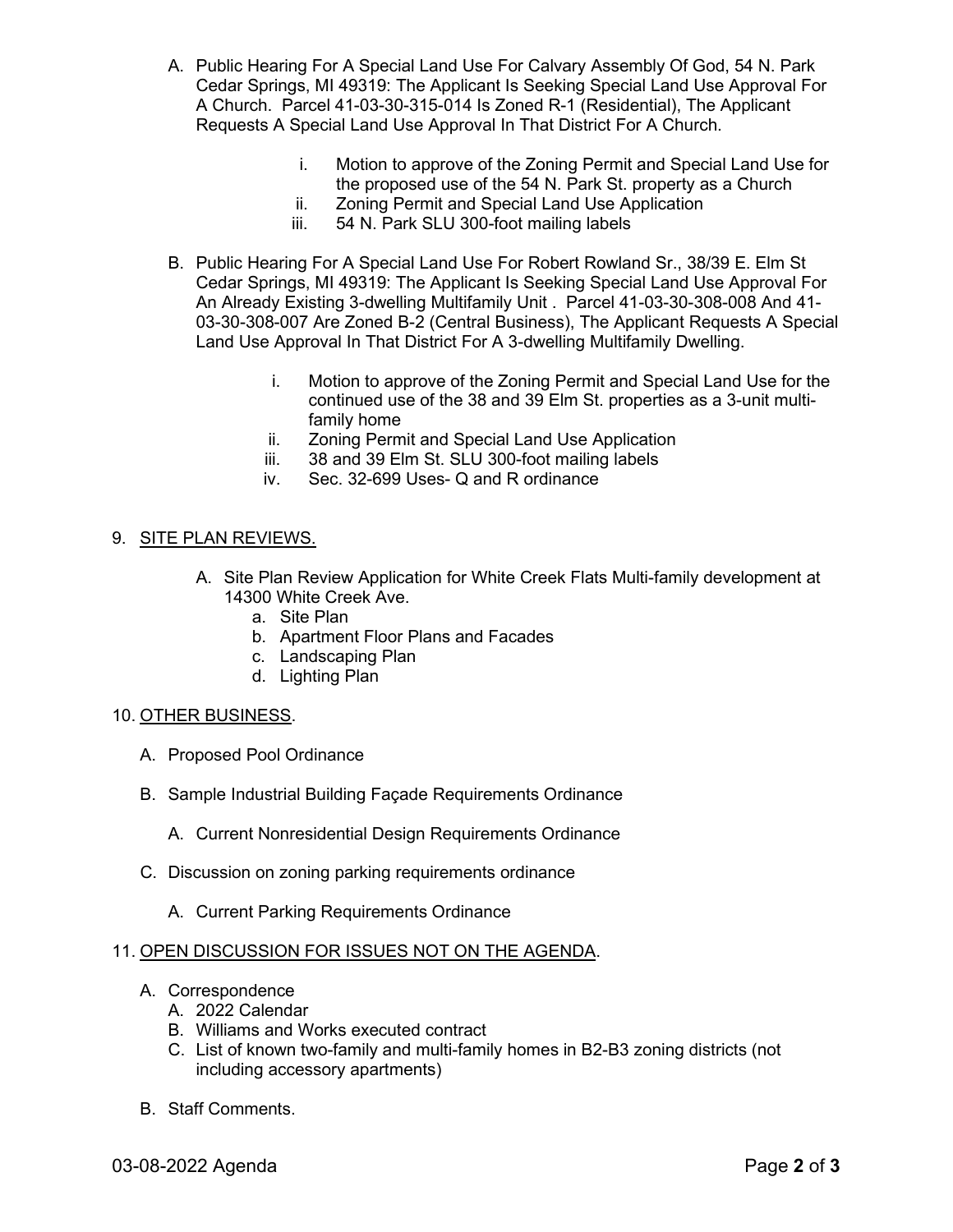A. Public Hearing For A Special Land Use For Calvary Assembly Of God, 54 N. Park Cedar Springs, MI 49319: The Applicant Is Seeking Special Land Use Approval For A Church. Parcel 41-03-30-315-014 Is Zoned R-1 (Residential), The Applicant Requests A Special Land Use Approval In That District For A Church.

   i. Motion to approve of the Zoning Permit and Special Land Use for the proposed use of the 54 N. Park St. property as a Church
   ii. Zoning Permit and Special Land Use Application
   iii. 54 N. Park SLU 300-foot mailing labels

B. Public Hearing For A Special Land Use For Robert Rowland Sr., 38/39 E. Elm St Cedar Springs, MI 49319: The Applicant Is Seeking Special Land Use Approval For An Already Existing 3-dwelling Multifamily Unit . Parcel 41-03-30-308-008 And 41-03-30-308-007 Are Zoned B-2 (Central Business), The Applicant Requests A Special Land Use Approval In That District For A 3-dwelling Multifamily Dwelling.

   i. Motion to approve of the Zoning Permit and Special Land Use for the continued use of the 38 and 39 Elm St. properties as a 3-unit multi-family home
   ii. Zoning Permit and Special Land Use Application
   iii. 38 and 39 Elm St. SLU 300-foot mailing labels
   iv. Sec. 32-699 Uses- Q and R ordinance

9. SITE PLAN REVIEWS.

   A. Site Plan Review Application for White Creek Flats Multi-family development at 14300 White Creek Ave.
      a. Site Plan
      b. Apartment Floor Plans and Facades
      c. Landscaping Plan
      d. Lighting Plan

10. OTHER BUSINESS.

   A. Proposed Pool Ordinance

   B. Sample Industrial Building Façade Requirements Ordinance

      A. Current Nonresidential Design Requirements Ordinance

   C. Discussion on zoning parking requirements ordinance

      A. Current Parking Requirements Ordinance

11. OPEN DISCUSSION FOR ISSUES NOT ON THE AGENDA.

   A. Correspondence
      A. 2022 Calendar
      B. Williams and Works executed contract
      C. List of known two-family and multi-family homes in B2-B3 zoning districts (not including accessory apartments)

   B. Staff Comments.

03-08-2022 Agenda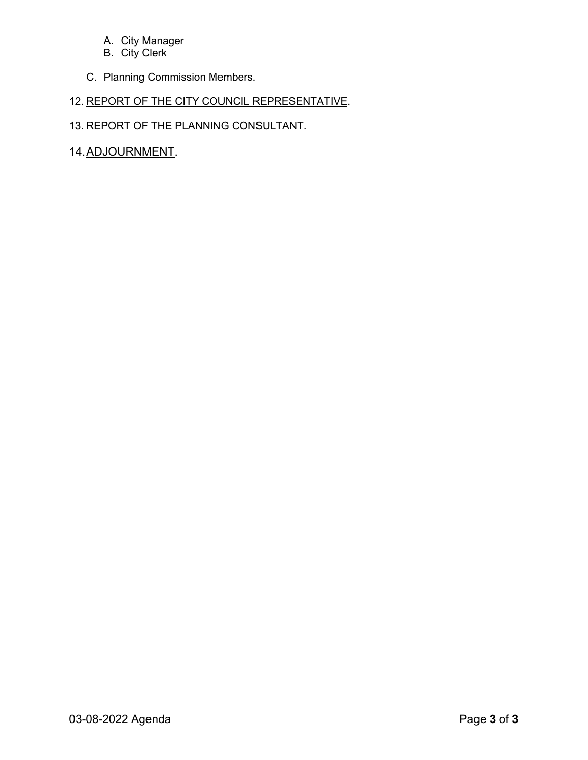A. City Manager
   B. City Clerk

   C. Planning Commission Members.

12. REPORT OF THE CITY COUNCIL REPRESENTATIVE.

13. REPORT OF THE PLANNING CONSULTANT.

14. ADJOURNMENT.